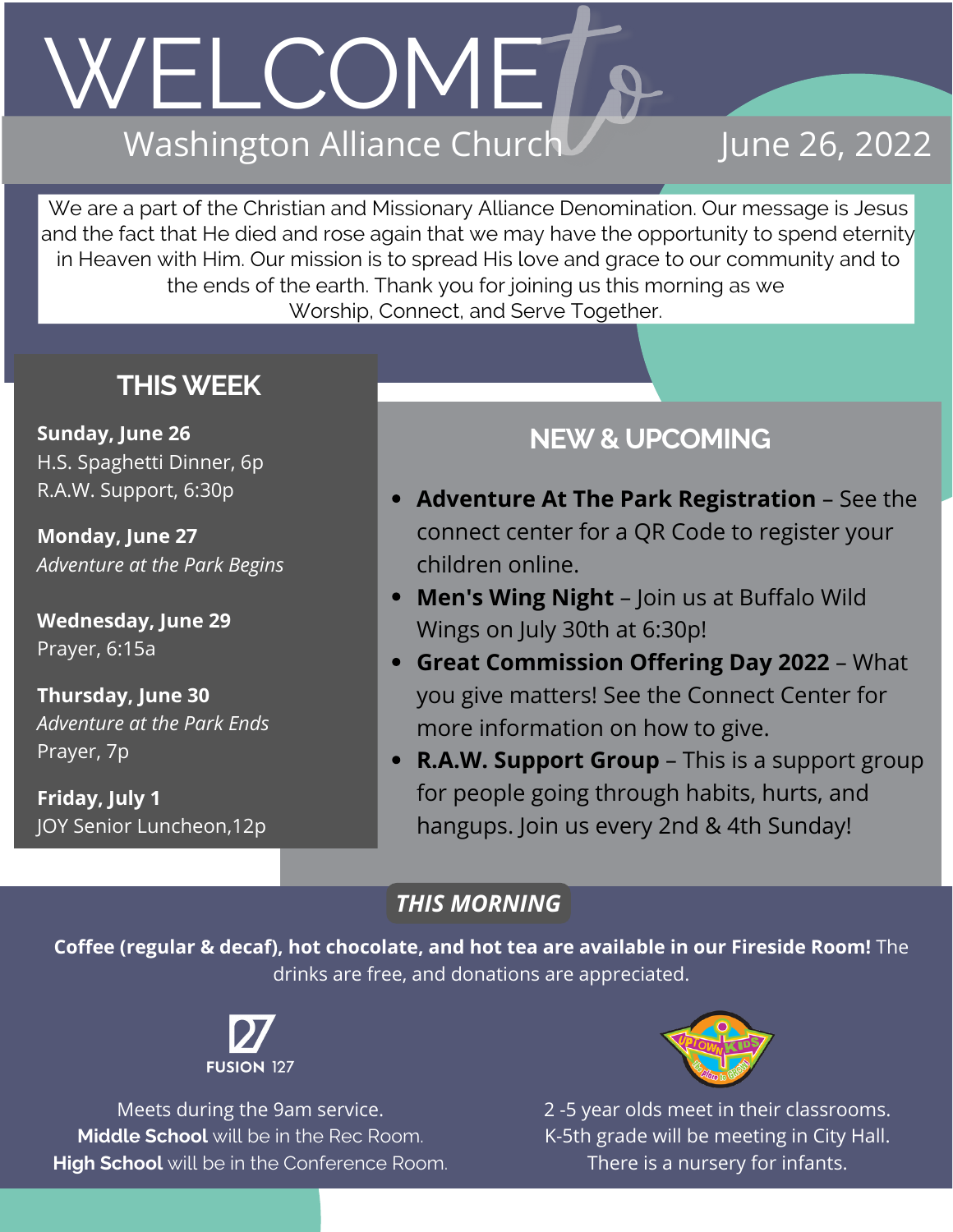# WELCOME to

## Washington Alliance Church

June 26, 2022

We are a part of the Christian and Missionary Alliance Denomination. Our message is Jesus and the fact that He died and rose again that we may have the opportunity to spend eternity in Heaven with Him. Our mission is to spread His love and grace to our community and to the ends of the earth. Thank you for joining us this morning as we Worship, Connect, and Serve Together.

## THIS WEEK

**Sunday, June 26**
H.S. Spaghetti Dinner, 6p
R.A.W. Support, 6:30p

**Monday, June 27**
*Adventure at the Park Begins*

**Wednesday, June 29**
Prayer, 6:15a

**Thursday, June 30**
*Adventure at the Park Ends*
Prayer, 7p

**Friday, July 1**
JOY Senior Luncheon,12p

## NEW & UPCOMING

- **Adventure At The Park Registration** – See the connect center for a QR Code to register your children online.
- **Men's Wing Night** – Join us at Buffalo Wild Wings on July 30th at 6:30p!
- **Great Commission Offering Day 2022** – What you give matters! See the Connect Center for more information on how to give.
- **R.A.W. Support Group** – This is a support group for people going through habits, hurts, and hangups. Join us every 2nd & 4th Sunday!

## *THIS MORNING*

**Coffee (regular & decaf), hot chocolate, and hot tea are available in our Fireside Room!** The drinks are free, and donations are appreciated.

FUSION 127

Meets during the 9am service.
**Middle School** will be in the Rec Room.
**High School** will be in the Conference Room.

UPTOWN KIDS

2 -5 year olds meet in their classrooms.
K-5th grade will be meeting in City Hall.
There is a nursery for infants.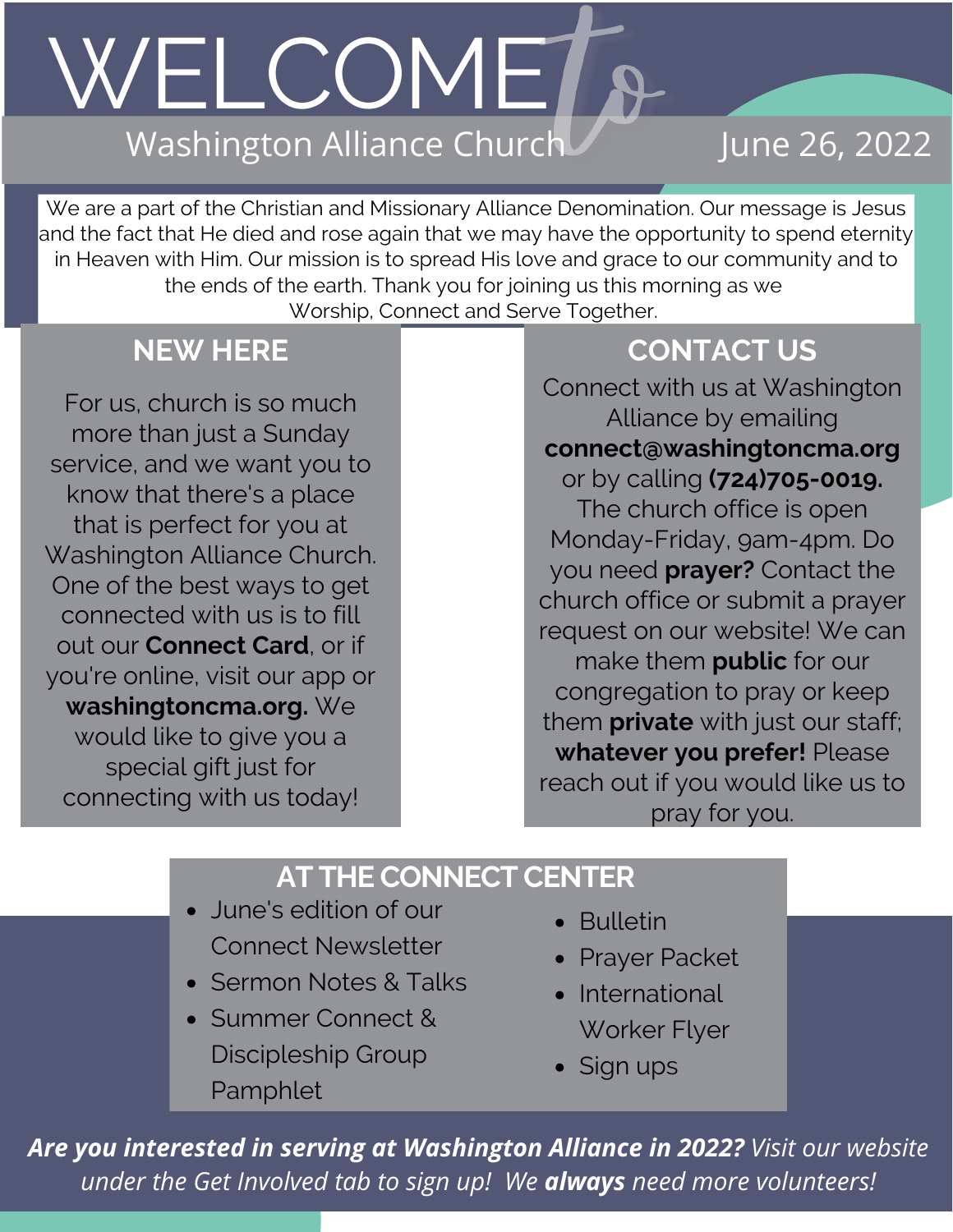# WELCOME *to*

## Washington Alliance Church — June 26, 2022

We are a part of the Christian and Missionary Alliance Denomination. Our message is Jesus and the fact that He died and rose again that we may have the opportunity to spend eternity in Heaven with Him. Our mission is to spread His love and grace to our community and to the ends of the earth. Thank you for joining us this morning as we Worship, Connect and Serve Together.

## NEW HERE

For us, church is so much more than just a Sunday service, and we want you to know that there's a place that is perfect for you at Washington Alliance Church. One of the best ways to get connected with us is to fill out our **Connect Card**, or if you're online, visit our app or **washingtoncma.org.** We would like to give you a special gift just for connecting with us today!

## CONTACT US

Connect with us at Washington Alliance by emailing **connect@washingtoncma.org** or by calling **(724)705-0019.** The church office is open Monday-Friday, 9am-4pm. Do you need **prayer?** Contact the church office or submit a prayer request on our website! We can make them **public** for our congregation to pray or keep them **private** with just our staff; **whatever you prefer!** Please reach out if you would like us to pray for you.

## AT THE CONNECT CENTER

- June's edition of our Connect Newsletter
- Sermon Notes & Talks
- Summer Connect & Discipleship Group Pamphlet
- Bulletin
- Prayer Packet
- International Worker Flyer
- Sign ups

***Are you interested in serving at Washington Alliance in 2022?*** *Visit our website under the Get Involved tab to sign up! We* ***always*** *need more volunteers!*